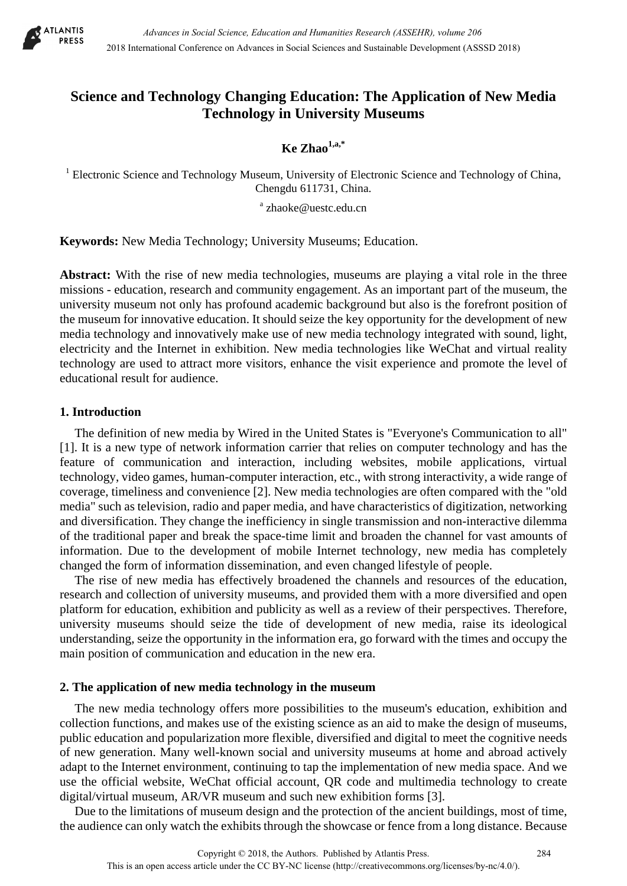# Science and Technology Changing Education: The Application of New Media Technology in University Museums

**Ke Zhao**[1,a,*]

[1] Electronic Science and Technology Museum, University of Electronic Science and Technology of China, Chengdu 611731, China.

[a] zhaoke@uestc.edu.cn

**Keywords:** New Media Technology; University Museums; Education.

**Abstract:** With the rise of new media technologies, museums are playing a vital role in the three missions - education, research and community engagement. As an important part of the museum, the university museum not only has profound academic background but also is the forefront position of the museum for innovative education. It should seize the key opportunity for the development of new media technology and innovatively make use of new media technology integrated with sound, light, electricity and the Internet in exhibition. New media technologies like WeChat and virtual reality technology are used to attract more visitors, enhance the visit experience and promote the level of educational result for audience.

## 1. Introduction

The definition of new media by Wired in the United States is "Everyone's Communication to all" [1]. It is a new type of network information carrier that relies on computer technology and has the feature of communication and interaction, including websites, mobile applications, virtual technology, video games, human-computer interaction, etc., with strong interactivity, a wide range of coverage, timeliness and convenience [2]. New media technologies are often compared with the "old media" such as television, radio and paper media, and have characteristics of digitization, networking and diversification. They change the inefficiency in single transmission and non-interactive dilemma of the traditional paper and break the space-time limit and broaden the channel for vast amounts of information. Due to the development of mobile Internet technology, new media has completely changed the form of information dissemination, and even changed lifestyle of people.

The rise of new media has effectively broadened the channels and resources of the education, research and collection of university museums, and provided them with a more diversified and open platform for education, exhibition and publicity as well as a review of their perspectives. Therefore, university museums should seize the tide of development of new media, raise its ideological understanding, seize the opportunity in the information era, go forward with the times and occupy the main position of communication and education in the new era.

## 2. The application of new media technology in the museum

The new media technology offers more possibilities to the museum's education, exhibition and collection functions, and makes use of the existing science as an aid to make the design of museums, public education and popularization more flexible, diversified and digital to meet the cognitive needs of new generation. Many well-known social and university museums at home and abroad actively adapt to the Internet environment, continuing to tap the implementation of new media space. And we use the official website, WeChat official account, QR code and multimedia technology to create digital/virtual museum, AR/VR museum and such new exhibition forms [3].

Due to the limitations of museum design and the protection of the ancient buildings, most of time, the audience can only watch the exhibits through the showcase or fence from a long distance. Because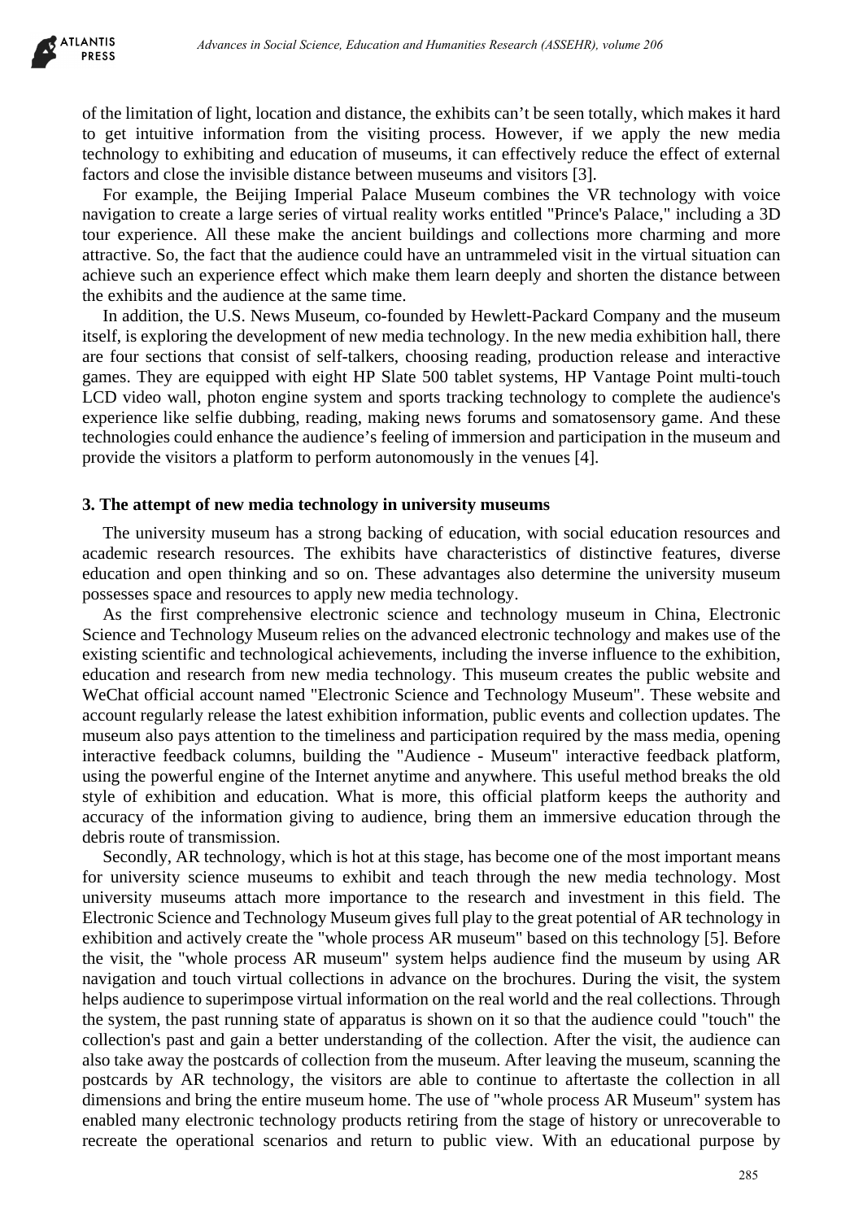of the limitation of light, location and distance, the exhibits can't be seen totally, which makes it hard to get intuitive information from the visiting process. However, if we apply the new media technology to exhibiting and education of museums, it can effectively reduce the effect of external factors and close the invisible distance between museums and visitors [3].

For example, the Beijing Imperial Palace Museum combines the VR technology with voice navigation to create a large series of virtual reality works entitled "Prince's Palace," including a 3D tour experience. All these make the ancient buildings and collections more charming and more attractive. So, the fact that the audience could have an untrammeled visit in the virtual situation can achieve such an experience effect which make them learn deeply and shorten the distance between the exhibits and the audience at the same time.

In addition, the U.S. News Museum, co-founded by Hewlett-Packard Company and the museum itself, is exploring the development of new media technology. In the new media exhibition hall, there are four sections that consist of self-talkers, choosing reading, production release and interactive games. They are equipped with eight HP Slate 500 tablet systems, HP Vantage Point multi-touch LCD video wall, photon engine system and sports tracking technology to complete the audience's experience like selfie dubbing, reading, making news forums and somatosensory game. And these technologies could enhance the audience's feeling of immersion and participation in the museum and provide the visitors a platform to perform autonomously in the venues [4].

## 3. The attempt of new media technology in university museums

The university museum has a strong backing of education, with social education resources and academic research resources. The exhibits have characteristics of distinctive features, diverse education and open thinking and so on. These advantages also determine the university museum possesses space and resources to apply new media technology.

As the first comprehensive electronic science and technology museum in China, Electronic Science and Technology Museum relies on the advanced electronic technology and makes use of the existing scientific and technological achievements, including the inverse influence to the exhibition, education and research from new media technology. This museum creates the public website and WeChat official account named "Electronic Science and Technology Museum". These website and account regularly release the latest exhibition information, public events and collection updates. The museum also pays attention to the timeliness and participation required by the mass media, opening interactive feedback columns, building the "Audience - Museum" interactive feedback platform, using the powerful engine of the Internet anytime and anywhere. This useful method breaks the old style of exhibition and education. What is more, this official platform keeps the authority and accuracy of the information giving to audience, bring them an immersive education through the debris route of transmission.

Secondly, AR technology, which is hot at this stage, has become one of the most important means for university science museums to exhibit and teach through the new media technology. Most university museums attach more importance to the research and investment in this field. The Electronic Science and Technology Museum gives full play to the great potential of AR technology in exhibition and actively create the "whole process AR museum" based on this technology [5]. Before the visit, the "whole process AR museum" system helps audience find the museum by using AR navigation and touch virtual collections in advance on the brochures. During the visit, the system helps audience to superimpose virtual information on the real world and the real collections. Through the system, the past running state of apparatus is shown on it so that the audience could "touch" the collection's past and gain a better understanding of the collection. After the visit, the audience can also take away the postcards of collection from the museum. After leaving the museum, scanning the postcards by AR technology, the visitors are able to continue to aftertaste the collection in all dimensions and bring the entire museum home. The use of "whole process AR Museum" system has enabled many electronic technology products retiring from the stage of history or unrecoverable to recreate the operational scenarios and return to public view. With an educational purpose by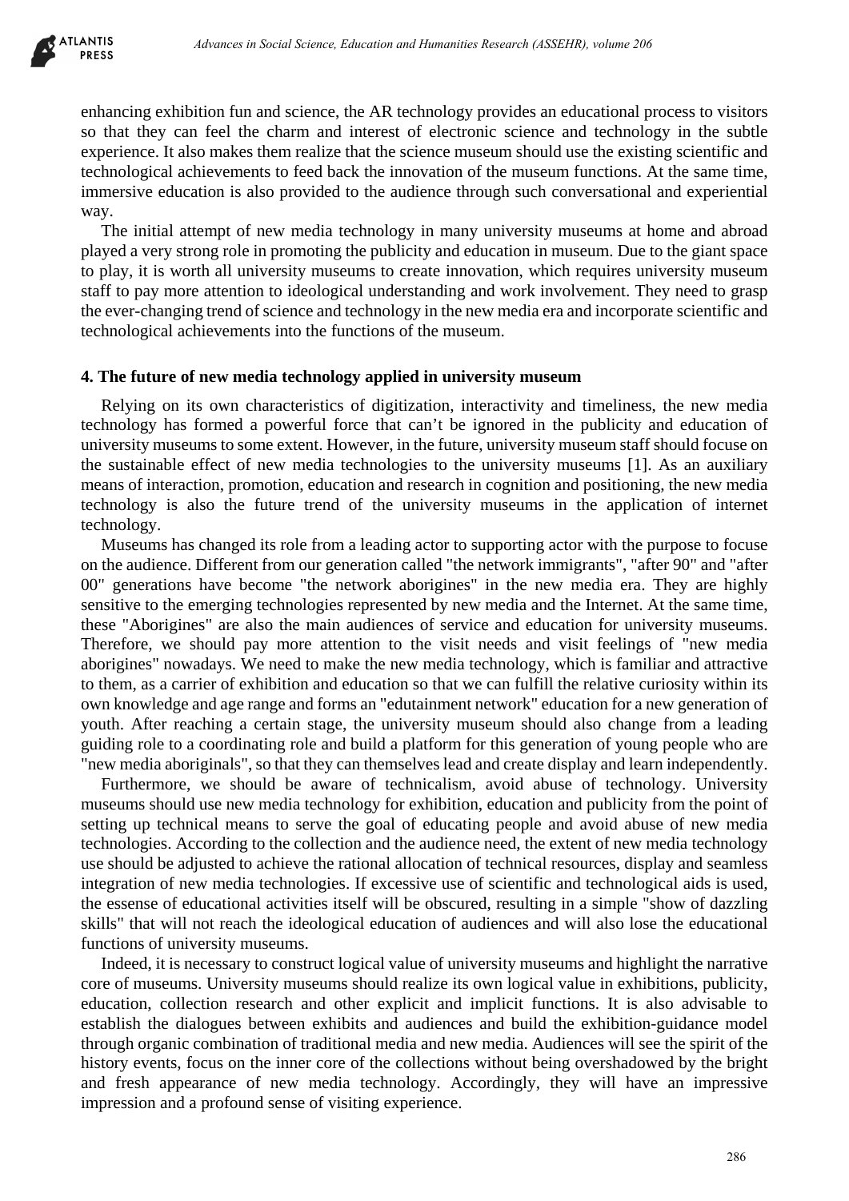enhancing exhibition fun and science, the AR technology provides an educational process to visitors so that they can feel the charm and interest of electronic science and technology in the subtle experience. It also makes them realize that the science museum should use the existing scientific and technological achievements to feed back the innovation of the museum functions. At the same time, immersive education is also provided to the audience through such conversational and experiential way.

The initial attempt of new media technology in many university museums at home and abroad played a very strong role in promoting the publicity and education in museum. Due to the giant space to play, it is worth all university museums to create innovation, which requires university museum staff to pay more attention to ideological understanding and work involvement. They need to grasp the ever-changing trend of science and technology in the new media era and incorporate scientific and technological achievements into the functions of the museum.

## 4. The future of new media technology applied in university museum

Relying on its own characteristics of digitization, interactivity and timeliness, the new media technology has formed a powerful force that can't be ignored in the publicity and education of university museums to some extent. However, in the future, university museum staff should focuse on the sustainable effect of new media technologies to the university museums [1]. As an auxiliary means of interaction, promotion, education and research in cognition and positioning, the new media technology is also the future trend of the university museums in the application of internet technology.

Museums has changed its role from a leading actor to supporting actor with the purpose to focuse on the audience. Different from our generation called "the network immigrants", "after 90" and "after 00" generations have become "the network aborigines" in the new media era. They are highly sensitive to the emerging technologies represented by new media and the Internet. At the same time, these "Aborigines" are also the main audiences of service and education for university museums. Therefore, we should pay more attention to the visit needs and visit feelings of "new media aborigines" nowadays. We need to make the new media technology, which is familiar and attractive to them, as a carrier of exhibition and education so that we can fulfill the relative curiosity within its own knowledge and age range and forms an "edutainment network" education for a new generation of youth. After reaching a certain stage, the university museum should also change from a leading guiding role to a coordinating role and build a platform for this generation of young people who are "new media aboriginals", so that they can themselves lead and create display and learn independently.

Furthermore, we should be aware of technicalism, avoid abuse of technology. University museums should use new media technology for exhibition, education and publicity from the point of setting up technical means to serve the goal of educating people and avoid abuse of new media technologies. According to the collection and the audience need, the extent of new media technology use should be adjusted to achieve the rational allocation of technical resources, display and seamless integration of new media technologies. If excessive use of scientific and technological aids is used, the essense of educational activities itself will be obscured, resulting in a simple "show of dazzling skills" that will not reach the ideological education of audiences and will also lose the educational functions of university museums.

Indeed, it is necessary to construct logical value of university museums and highlight the narrative core of museums. University museums should realize its own logical value in exhibitions, publicity, education, collection research and other explicit and implicit functions. It is also advisable to establish the dialogues between exhibits and audiences and build the exhibition-guidance model through organic combination of traditional media and new media. Audiences will see the spirit of the history events, focus on the inner core of the collections without being overshadowed by the bright and fresh appearance of new media technology. Accordingly, they will have an impressive impression and a profound sense of visiting experience.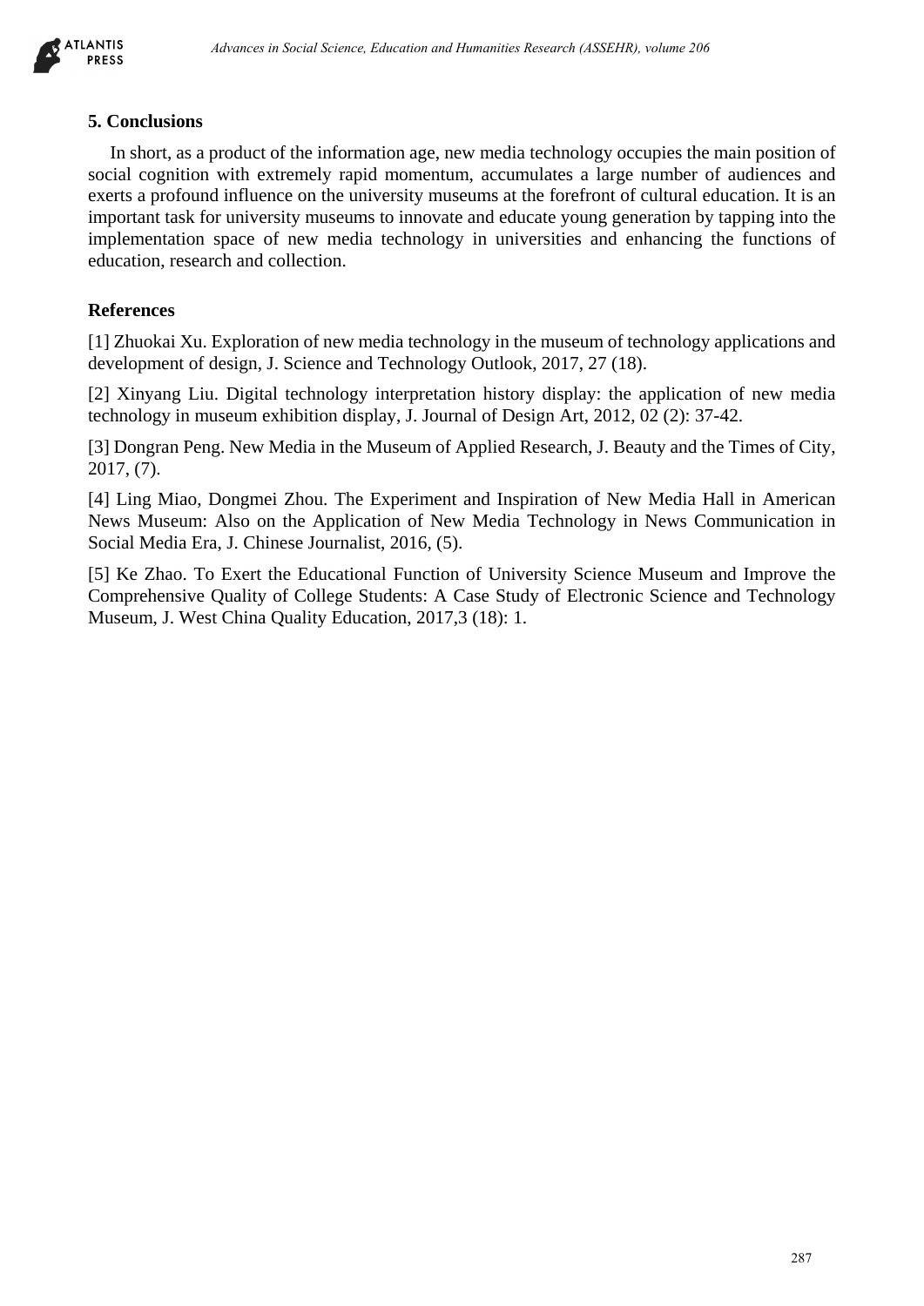## 5. Conclusions

In short, as a product of the information age, new media technology occupies the main position of social cognition with extremely rapid momentum, accumulates a large number of audiences and exerts a profound influence on the university museums at the forefront of cultural education. It is an important task for university museums to innovate and educate young generation by tapping into the implementation space of new media technology in universities and enhancing the functions of education, research and collection.

## References

[1] Zhuokai Xu. Exploration of new media technology in the museum of technology applications and development of design, J. Science and Technology Outlook, 2017, 27 (18).

[2] Xinyang Liu. Digital technology interpretation history display: the application of new media technology in museum exhibition display, J. Journal of Design Art, 2012, 02 (2): 37-42.

[3] Dongran Peng. New Media in the Museum of Applied Research, J. Beauty and the Times of City, 2017, (7).

[4] Ling Miao, Dongmei Zhou. The Experiment and Inspiration of New Media Hall in American News Museum: Also on the Application of New Media Technology in News Communication in Social Media Era, J. Chinese Journalist, 2016, (5).

[5] Ke Zhao. To Exert the Educational Function of University Science Museum and Improve the Comprehensive Quality of College Students: A Case Study of Electronic Science and Technology Museum, J. West China Quality Education, 2017,3 (18): 1.